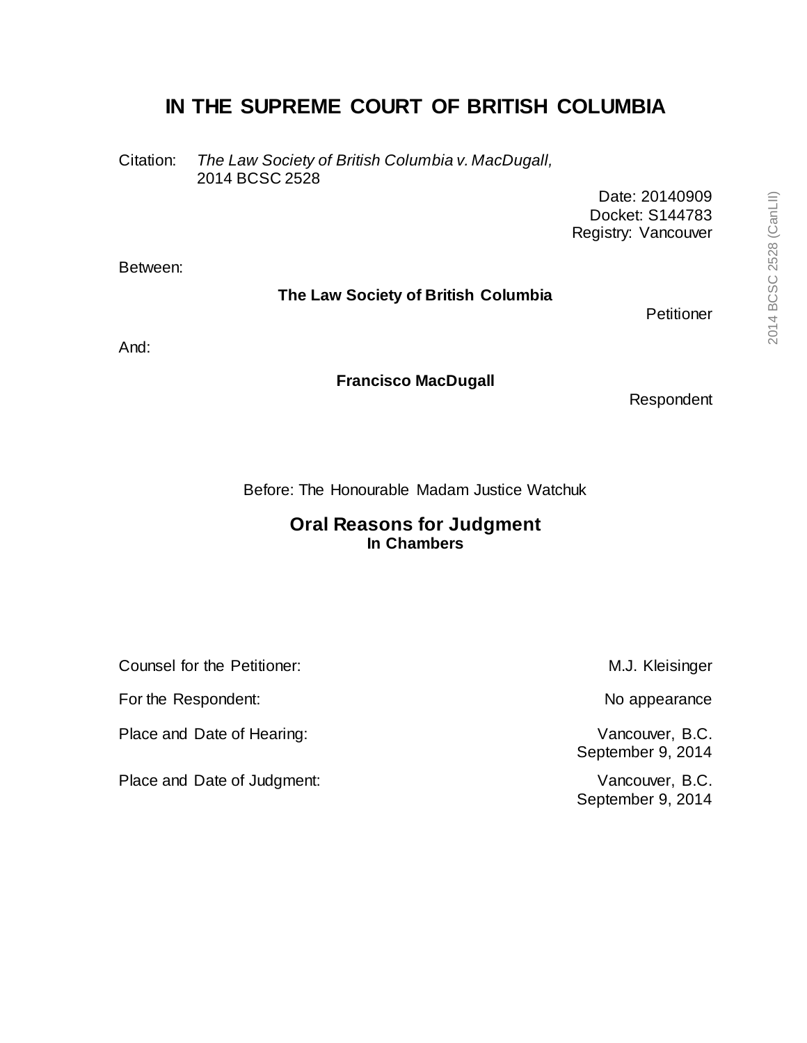# IN THE SUPREME COURT OF BRITISH COLUMBIA

Citation: *The Law Society of British Columbia v. MacDugall,* 2014 BCSC 2528

Date: 20140909
Docket: S144783
Registry: Vancouver

Between:

**The Law Society of British Columbia**

Petitioner

And:

**Francisco MacDugall**

Respondent

Before: The Honourable Madam Justice Watchuk

## Oral Reasons for Judgment

**In Chambers**

| | |
|---|---|
| Counsel for the Petitioner: | M.J. Kleisinger |
| For the Respondent: | No appearance |
| Place and Date of Hearing: | Vancouver, B.C. September 9, 2014 |
| Place and Date of Judgment: | Vancouver, B.C. September 9, 2014 |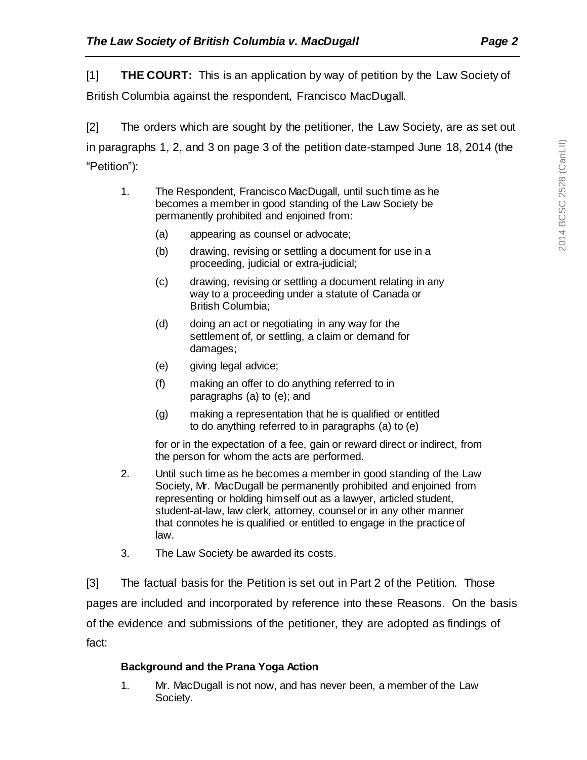[1] **THE COURT:** This is an application by way of petition by the Law Society of British Columbia against the respondent, Francisco MacDugall.

[2] The orders which are sought by the petitioner, the Law Society, are as set out in paragraphs 1, 2, and 3 on page 3 of the petition date-stamped June 18, 2014 (the "Petition"):

> 1. The Respondent, Francisco MacDugall, until such time as he becomes a member in good standing of the Law Society be permanently prohibited and enjoined from:
>
>     (a) appearing as counsel or advocate;
>
>     (b) drawing, revising or settling a document for use in a proceeding, judicial or extra-judicial;
>
>     (c) drawing, revising or settling a document relating in any way to a proceeding under a statute of Canada or British Columbia;
>
>     (d) doing an act or negotiating in any way for the settlement of, or settling, a claim or demand for damages;
>
>     (e) giving legal advice;
>
>     (f) making an offer to do anything referred to in paragraphs (a) to (e); and
>
>     (g) making a representation that he is qualified or entitled to do anything referred to in paragraphs (a) to (e)
>
>     for or in the expectation of a fee, gain or reward direct or indirect, from the person for whom the acts are performed.
>
> 2. Until such time as he becomes a member in good standing of the Law Society, Mr. MacDugall be permanently prohibited and enjoined from representing or holding himself out as a lawyer, articled student, student-at-law, law clerk, attorney, counsel or in any other manner that connotes he is qualified or entitled to engage in the practice of law.
>
> 3. The Law Society be awarded its costs.

[3] The factual basis for the Petition is set out in Part 2 of the Petition. Those pages are included and incorporated by reference into these Reasons. On the basis of the evidence and submissions of the petitioner, they are adopted as findings of fact:

> **Background and the Prana Yoga Action**
>
> 1. Mr. MacDugall is not now, and has never been, a member of the Law Society.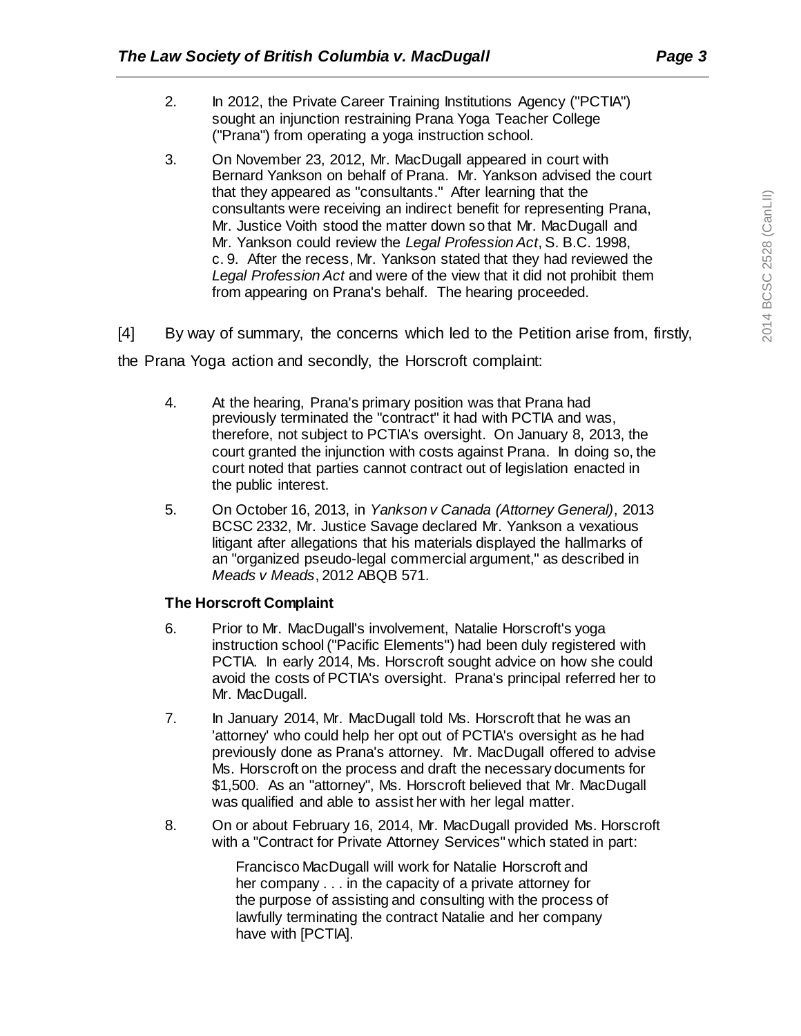2. In 2012, the Private Career Training Institutions Agency ("PCTIA") sought an injunction restraining Prana Yoga Teacher College ("Prana") from operating a yoga instruction school.

3. On November 23, 2012, Mr. MacDugall appeared in court with Bernard Yankson on behalf of Prana. Mr. Yankson advised the court that they appeared as "consultants." After learning that the consultants were receiving an indirect benefit for representing Prana, Mr. Justice Voith stood the matter down so that Mr. MacDugall and Mr. Yankson could review the *Legal Profession Act*, S. B.C. 1998, c. 9. After the recess, Mr. Yankson stated that they had reviewed the *Legal Profession Act* and were of the view that it did not prohibit them from appearing on Prana's behalf. The hearing proceeded.

[4] By way of summary, the concerns which led to the Petition arise from, firstly, the Prana Yoga action and secondly, the Horscroft complaint:

4. At the hearing, Prana's primary position was that Prana had previously terminated the "contract" it had with PCTIA and was, therefore, not subject to PCTIA's oversight. On January 8, 2013, the court granted the injunction with costs against Prana. In doing so, the court noted that parties cannot contract out of legislation enacted in the public interest.

5. On October 16, 2013, in *Yankson v Canada (Attorney General)*, 2013 BCSC 2332, Mr. Justice Savage declared Mr. Yankson a vexatious litigant after allegations that his materials displayed the hallmarks of an "organized pseudo-legal commercial argument," as described in *Meads v Meads*, 2012 ABQB 571.

**The Horscroft Complaint**

6. Prior to Mr. MacDugall's involvement, Natalie Horscroft's yoga instruction school ("Pacific Elements") had been duly registered with PCTIA. In early 2014, Ms. Horscroft sought advice on how she could avoid the costs of PCTIA's oversight. Prana's principal referred her to Mr. MacDugall.

7. In January 2014, Mr. MacDugall told Ms. Horscroft that he was an 'attorney' who could help her opt out of PCTIA's oversight as he had previously done as Prana's attorney. Mr. MacDugall offered to advise Ms. Horscroft on the process and draft the necessary documents for $1,500. As an "attorney", Ms. Horscroft believed that Mr. MacDugall was qualified and able to assist her with her legal matter.

8. On or about February 16, 2014, Mr. MacDugall provided Ms. Horscroft with a "Contract for Private Attorney Services" which stated in part:

> Francisco MacDugall will work for Natalie Horscroft and her company . . . in the capacity of a private attorney for the purpose of assisting and consulting with the process of lawfully terminating the contract Natalie and her company have with [PCTIA].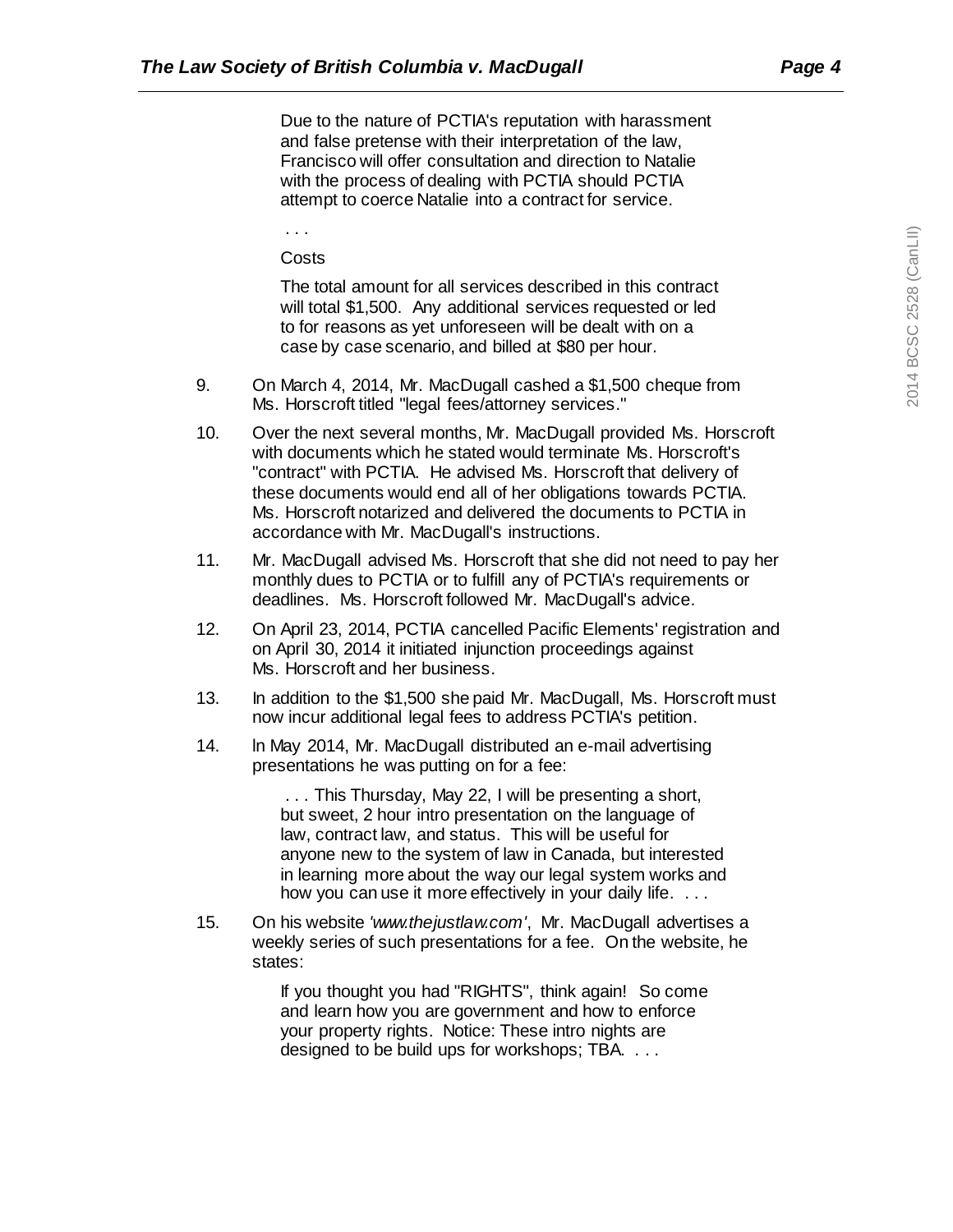> Due to the nature of PCTIA's reputation with harassment and false pretense with their interpretation of the law, Francisco will offer consultation and direction to Natalie with the process of dealing with PCTIA should PCTIA attempt to coerce Natalie into a contract for service.
>
> . . .
>
> Costs
>
> The total amount for all services described in this contract will total $1,500. Any additional services requested or led to for reasons as yet unforeseen will be dealt with on a case by case scenario, and billed at $80 per hour.

9. On March 4, 2014, Mr. MacDugall cashed a $1,500 cheque from Ms. Horscroft titled "legal fees/attorney services."

10. Over the next several months, Mr. MacDugall provided Ms. Horscroft with documents which he stated would terminate Ms. Horscroft's "contract" with PCTIA. He advised Ms. Horscroft that delivery of these documents would end all of her obligations towards PCTIA. Ms. Horscroft notarized and delivered the documents to PCTIA in accordance with Mr. MacDugall's instructions.

11. Mr. MacDugall advised Ms. Horscroft that she did not need to pay her monthly dues to PCTIA or to fulfill any of PCTIA's requirements or deadlines. Ms. Horscroft followed Mr. MacDugall's advice.

12. On April 23, 2014, PCTIA cancelled Pacific Elements' registration and on April 30, 2014 it initiated injunction proceedings against Ms. Horscroft and her business.

13. In addition to the $1,500 she paid Mr. MacDugall, Ms. Horscroft must now incur additional legal fees to address PCTIA's petition.

14. In May 2014, Mr. MacDugall distributed an e-mail advertising presentations he was putting on for a fee:

> . . . This Thursday, May 22, I will be presenting a short, but sweet, 2 hour intro presentation on the language of law, contract law, and status. This will be useful for anyone new to the system of law in Canada, but interested in learning more about the way our legal system works and how you can use it more effectively in your daily life. . . .

15. On his website *'www.thejustlaw.com'*, Mr. MacDugall advertises a weekly series of such presentations for a fee. On the website, he states:

> If you thought you had "RIGHTS", think again! So come and learn how you are government and how to enforce your property rights. Notice: These intro nights are designed to be build ups for workshops; TBA. . . .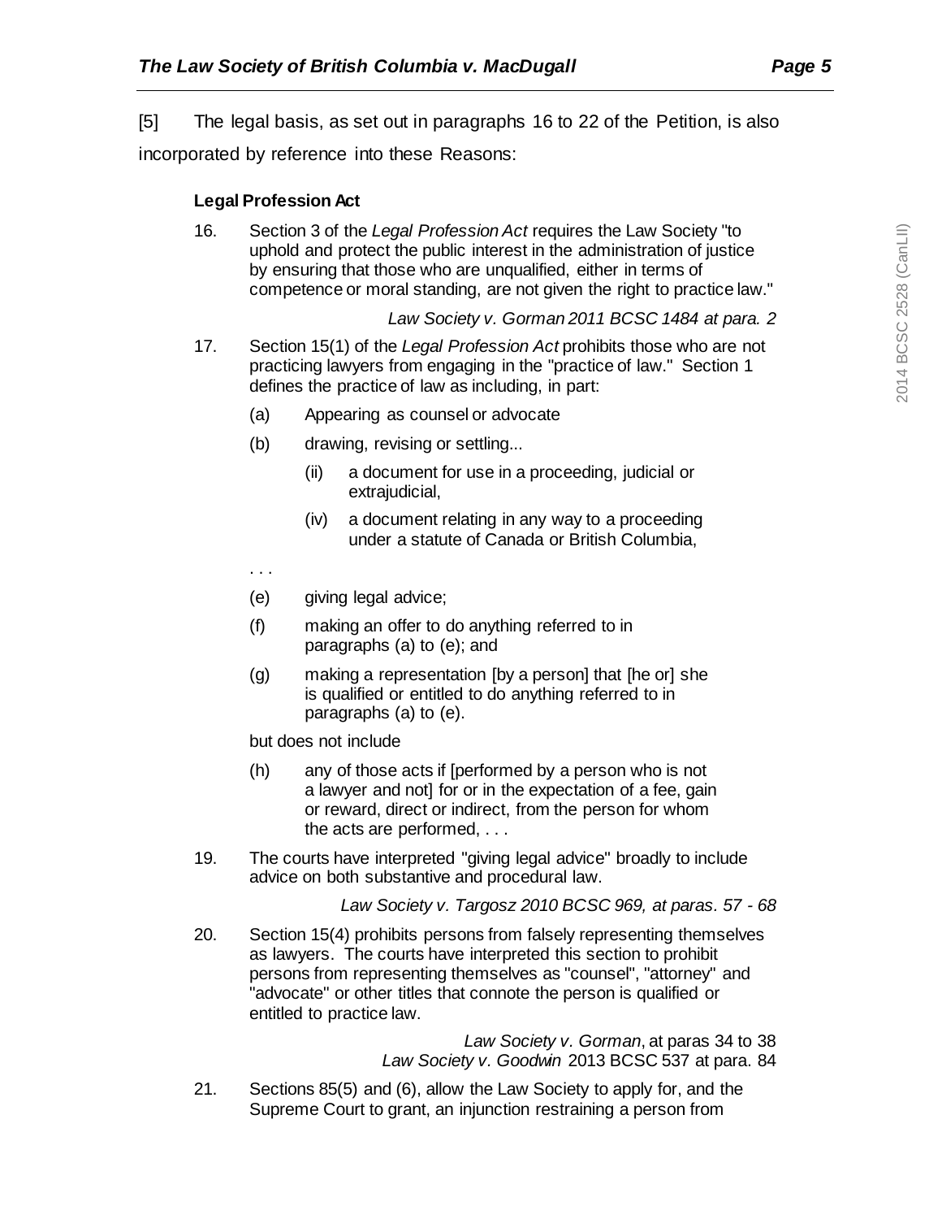[5] The legal basis, as set out in paragraphs 16 to 22 of the Petition, is also incorporated by reference into these Reasons:

> **Legal Profession Act**
>
> 16. Section 3 of the *Legal Profession Act* requires the Law Society "to uphold and protect the public interest in the administration of justice by ensuring that those who are unqualified, either in terms of competence or moral standing, are not given the right to practice law."
>
> *Law Society v. Gorman 2011 BCSC 1484 at para. 2*
>
> 17. Section 15(1) of the *Legal Profession Act* prohibits those who are not practicing lawyers from engaging in the "practice of law." Section 1 defines the practice of law as including, in part:
>
> (a) Appearing as counsel or advocate
>
> (b) drawing, revising or settling...
>
> (ii) a document for use in a proceeding, judicial or extrajudicial,
>
> (iv) a document relating in any way to a proceeding under a statute of Canada or British Columbia,
>
> . . .
>
> (e) giving legal advice;
>
> (f) making an offer to do anything referred to in paragraphs (a) to (e); and
>
> (g) making a representation [by a person] that [he or] she is qualified or entitled to do anything referred to in paragraphs (a) to (e).
>
> but does not include
>
> (h) any of those acts if [performed by a person who is not a lawyer and not] for or in the expectation of a fee, gain or reward, direct or indirect, from the person for whom the acts are performed, . . .
>
> 19. The courts have interpreted "giving legal advice" broadly to include advice on both substantive and procedural law.
>
> *Law Society v. Targosz 2010 BCSC 969, at paras. 57 - 68*
>
> 20. Section 15(4) prohibits persons from falsely representing themselves as lawyers. The courts have interpreted this section to prohibit persons from representing themselves as "counsel", "attorney" and "advocate" or other titles that connote the person is qualified or entitled to practice law.
>
> *Law Society v. Gorman*, at paras 34 to 38
> *Law Society v. Goodwin* 2013 BCSC 537 at para. 84
>
> 21. Sections 85(5) and (6), allow the Law Society to apply for, and the Supreme Court to grant, an injunction restraining a person from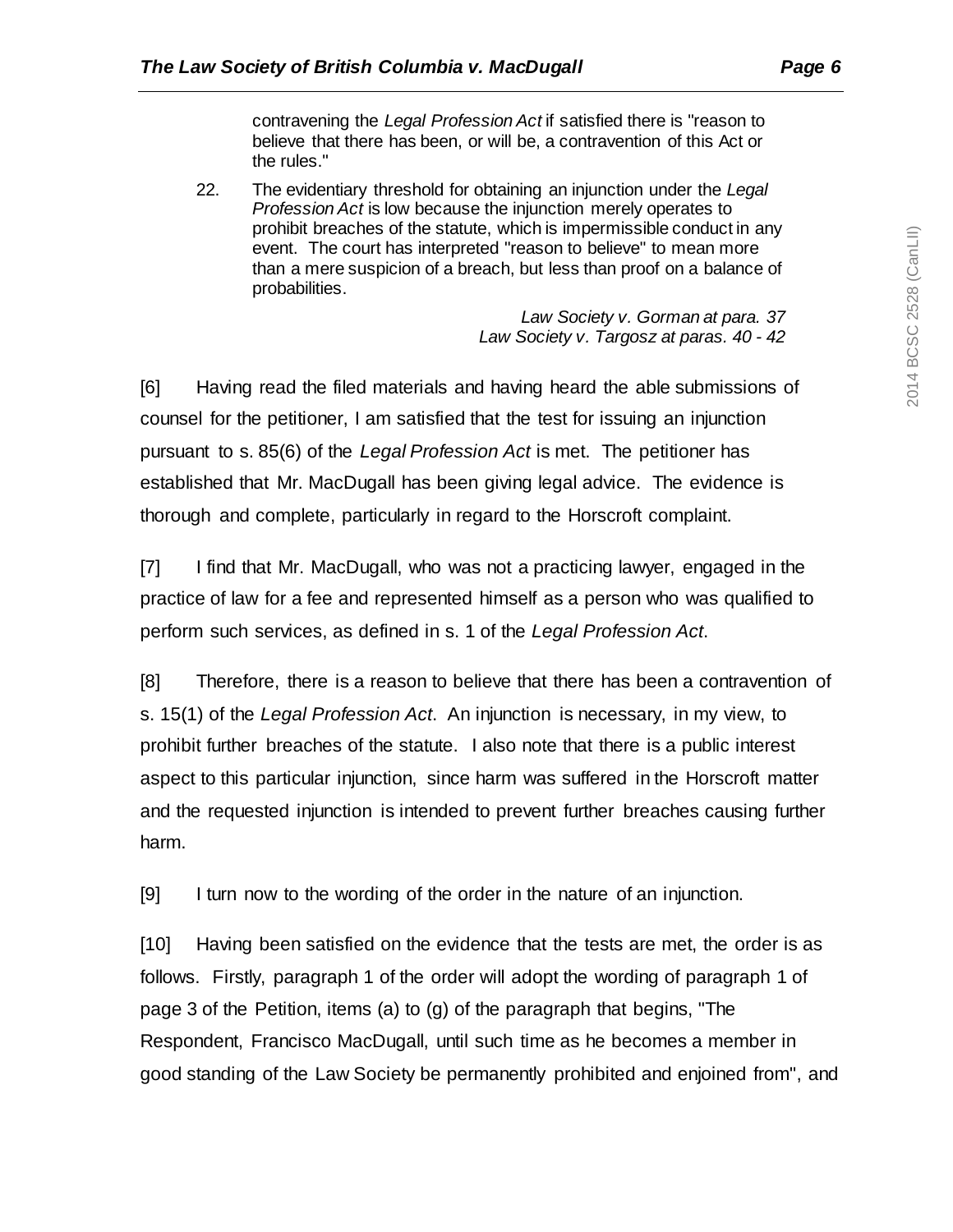> contravening the *Legal Profession Act* if satisfied there is "reason to believe that there has been, or will be, a contravention of this Act or the rules."
>
> 22. The evidentiary threshold for obtaining an injunction under the *Legal Profession Act* is low because the injunction merely operates to prohibit breaches of the statute, which is impermissible conduct in any event. The court has interpreted "reason to believe" to mean more than a mere suspicion of a breach, but less than proof on a balance of probabilities.
>
> *Law Society v. Gorman at para. 37*
> *Law Society v. Targosz at paras. 40 - 42*

[6] Having read the filed materials and having heard the able submissions of counsel for the petitioner, I am satisfied that the test for issuing an injunction pursuant to s. 85(6) of the *Legal Profession Act* is met. The petitioner has established that Mr. MacDugall has been giving legal advice. The evidence is thorough and complete, particularly in regard to the Horscroft complaint.

[7] I find that Mr. MacDugall, who was not a practicing lawyer, engaged in the practice of law for a fee and represented himself as a person who was qualified to perform such services, as defined in s. 1 of the *Legal Profession Act*.

[8] Therefore, there is a reason to believe that there has been a contravention of s. 15(1) of the *Legal Profession Act*. An injunction is necessary, in my view, to prohibit further breaches of the statute. I also note that there is a public interest aspect to this particular injunction, since harm was suffered in the Horscroft matter and the requested injunction is intended to prevent further breaches causing further harm.

[9] I turn now to the wording of the order in the nature of an injunction.

[10] Having been satisfied on the evidence that the tests are met, the order is as follows. Firstly, paragraph 1 of the order will adopt the wording of paragraph 1 of page 3 of the Petition, items (a) to (g) of the paragraph that begins, "The Respondent, Francisco MacDugall, until such time as he becomes a member in good standing of the Law Society be permanently prohibited and enjoined from", and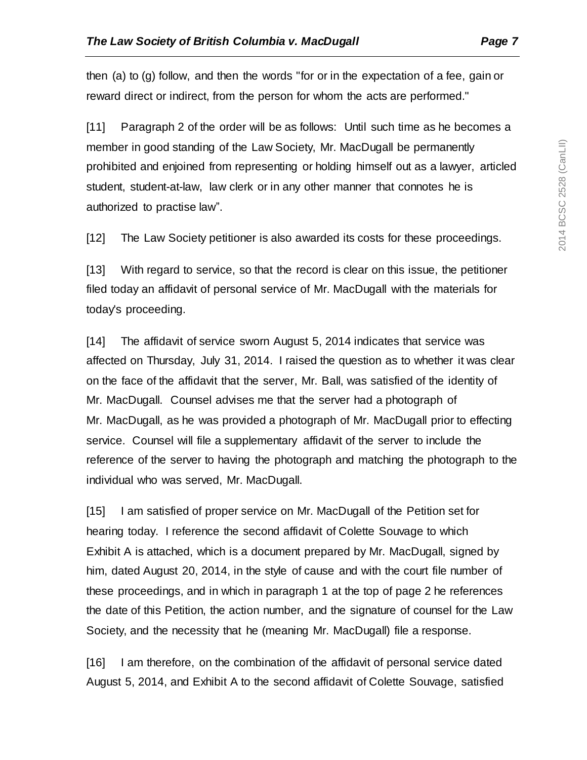then (a) to (g) follow, and then the words "for or in the expectation of a fee, gain or reward direct or indirect, from the person for whom the acts are performed."

[11] Paragraph 2 of the order will be as follows: Until such time as he becomes a member in good standing of the Law Society, Mr. MacDugall be permanently prohibited and enjoined from representing or holding himself out as a lawyer, articled student, student-at-law, law clerk or in any other manner that connotes he is authorized to practise law".

[12] The Law Society petitioner is also awarded its costs for these proceedings.

[13] With regard to service, so that the record is clear on this issue, the petitioner filed today an affidavit of personal service of Mr. MacDugall with the materials for today's proceeding.

[14] The affidavit of service sworn August 5, 2014 indicates that service was affected on Thursday, July 31, 2014. I raised the question as to whether it was clear on the face of the affidavit that the server, Mr. Ball, was satisfied of the identity of Mr. MacDugall. Counsel advises me that the server had a photograph of Mr. MacDugall, as he was provided a photograph of Mr. MacDugall prior to effecting service. Counsel will file a supplementary affidavit of the server to include the reference of the server to having the photograph and matching the photograph to the individual who was served, Mr. MacDugall.

[15] I am satisfied of proper service on Mr. MacDugall of the Petition set for hearing today. I reference the second affidavit of Colette Souvage to which Exhibit A is attached, which is a document prepared by Mr. MacDugall, signed by him, dated August 20, 2014, in the style of cause and with the court file number of these proceedings, and in which in paragraph 1 at the top of page 2 he references the date of this Petition, the action number, and the signature of counsel for the Law Society, and the necessity that he (meaning Mr. MacDugall) file a response.

[16] I am therefore, on the combination of the affidavit of personal service dated August 5, 2014, and Exhibit A to the second affidavit of Colette Souvage, satisfied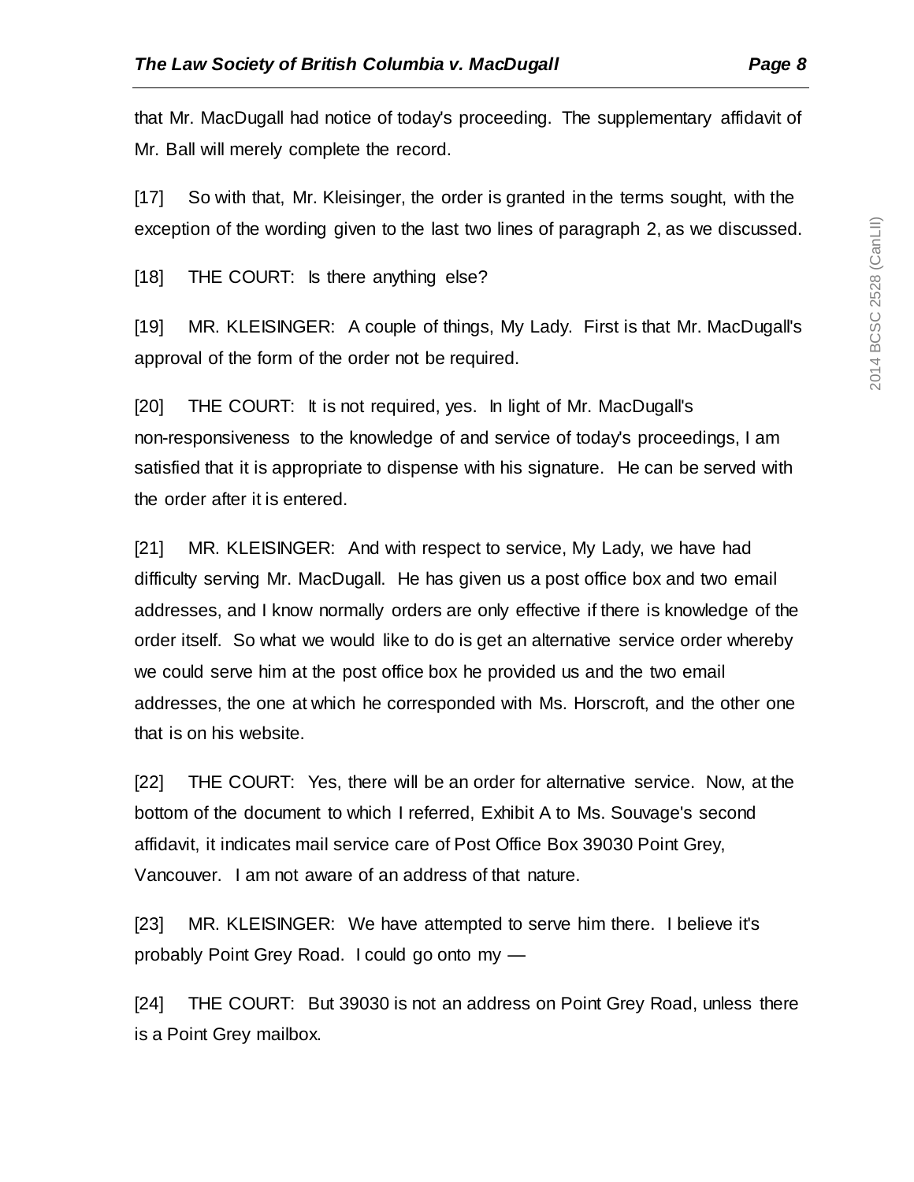that Mr. MacDugall had notice of today's proceeding. The supplementary affidavit of Mr. Ball will merely complete the record.

[17] So with that, Mr. Kleisinger, the order is granted in the terms sought, with the exception of the wording given to the last two lines of paragraph 2, as we discussed.

[18] THE COURT: Is there anything else?

[19] MR. KLEISINGER: A couple of things, My Lady. First is that Mr. MacDugall's approval of the form of the order not be required.

[20] THE COURT: It is not required, yes. In light of Mr. MacDugall's non-responsiveness to the knowledge of and service of today's proceedings, I am satisfied that it is appropriate to dispense with his signature. He can be served with the order after it is entered.

[21] MR. KLEISINGER: And with respect to service, My Lady, we have had difficulty serving Mr. MacDugall. He has given us a post office box and two email addresses, and I know normally orders are only effective if there is knowledge of the order itself. So what we would like to do is get an alternative service order whereby we could serve him at the post office box he provided us and the two email addresses, the one at which he corresponded with Ms. Horscroft, and the other one that is on his website.

[22] THE COURT: Yes, there will be an order for alternative service. Now, at the bottom of the document to which I referred, Exhibit A to Ms. Souvage's second affidavit, it indicates mail service care of Post Office Box 39030 Point Grey, Vancouver. I am not aware of an address of that nature.

[23] MR. KLEISINGER: We have attempted to serve him there. I believe it's probably Point Grey Road. I could go onto my —

[24] THE COURT: But 39030 is not an address on Point Grey Road, unless there is a Point Grey mailbox.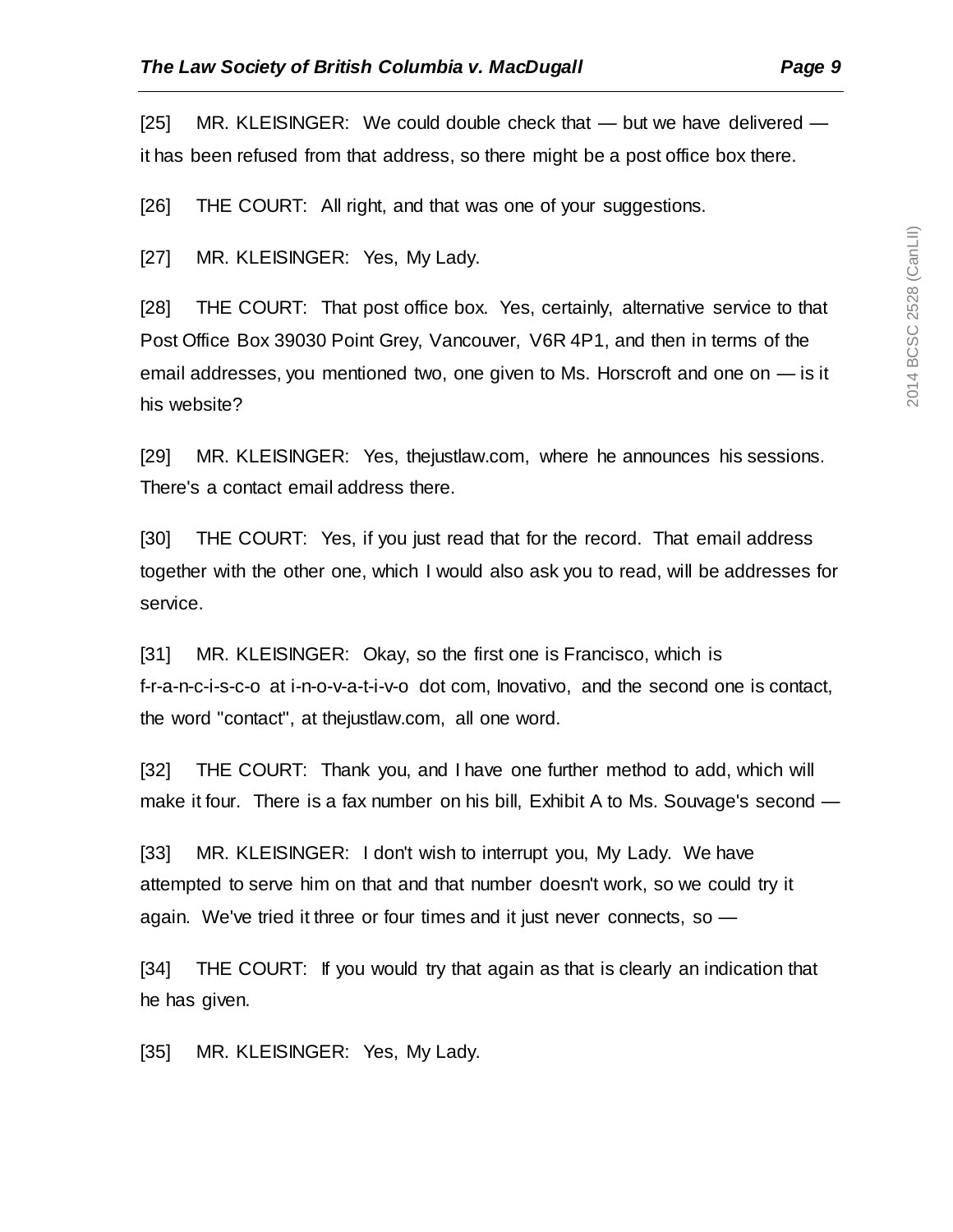[25] MR. KLEISINGER: We could double check that — but we have delivered — it has been refused from that address, so there might be a post office box there.

[26] THE COURT: All right, and that was one of your suggestions.

[27] MR. KLEISINGER: Yes, My Lady.

[28] THE COURT: That post office box. Yes, certainly, alternative service to that Post Office Box 39030 Point Grey, Vancouver, V6R 4P1, and then in terms of the email addresses, you mentioned two, one given to Ms. Horscroft and one on — is it his website?

[29] MR. KLEISINGER: Yes, thejustlaw.com, where he announces his sessions. There's a contact email address there.

[30] THE COURT: Yes, if you just read that for the record. That email address together with the other one, which I would also ask you to read, will be addresses for service.

[31] MR. KLEISINGER: Okay, so the first one is Francisco, which is f-r-a-n-c-i-s-c-o at i-n-o-v-a-t-i-v-o dot com, Inovativo, and the second one is contact, the word "contact", at thejustlaw.com, all one word.

[32] THE COURT: Thank you, and I have one further method to add, which will make it four. There is a fax number on his bill, Exhibit A to Ms. Souvage's second —

[33] MR. KLEISINGER: I don't wish to interrupt you, My Lady. We have attempted to serve him on that and that number doesn't work, so we could try it again. We've tried it three or four times and it just never connects, so —

[34] THE COURT: If you would try that again as that is clearly an indication that he has given.

[35] MR. KLEISINGER: Yes, My Lady.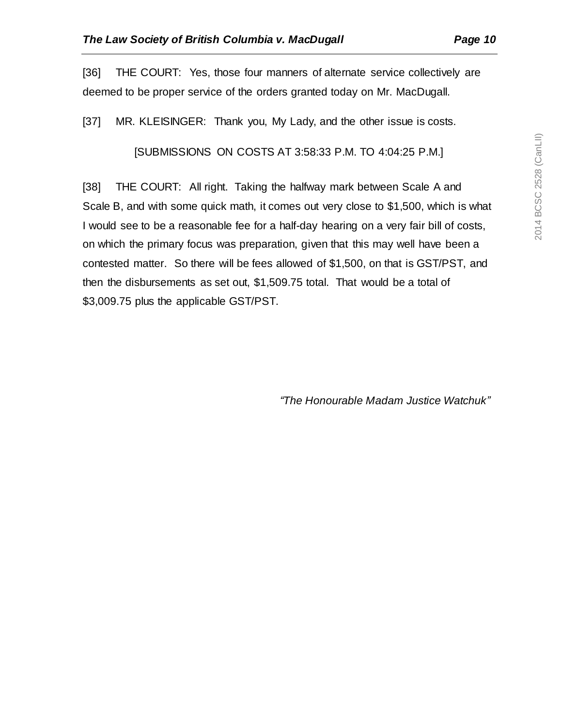[36] THE COURT: Yes, those four manners of alternate service collectively are deemed to be proper service of the orders granted today on Mr. MacDugall.

[37] MR. KLEISINGER: Thank you, My Lady, and the other issue is costs.

[SUBMISSIONS ON COSTS AT 3:58:33 P.M. TO 4:04:25 P.M.]

[38] THE COURT: All right. Taking the halfway mark between Scale A and Scale B, and with some quick math, it comes out very close to $1,500, which is what I would see to be a reasonable fee for a half-day hearing on a very fair bill of costs, on which the primary focus was preparation, given that this may well have been a contested matter. So there will be fees allowed of $1,500, on that is GST/PST, and then the disbursements as set out, $1,509.75 total. That would be a total of $3,009.75 plus the applicable GST/PST.

*"The Honourable Madam Justice Watchuk"*